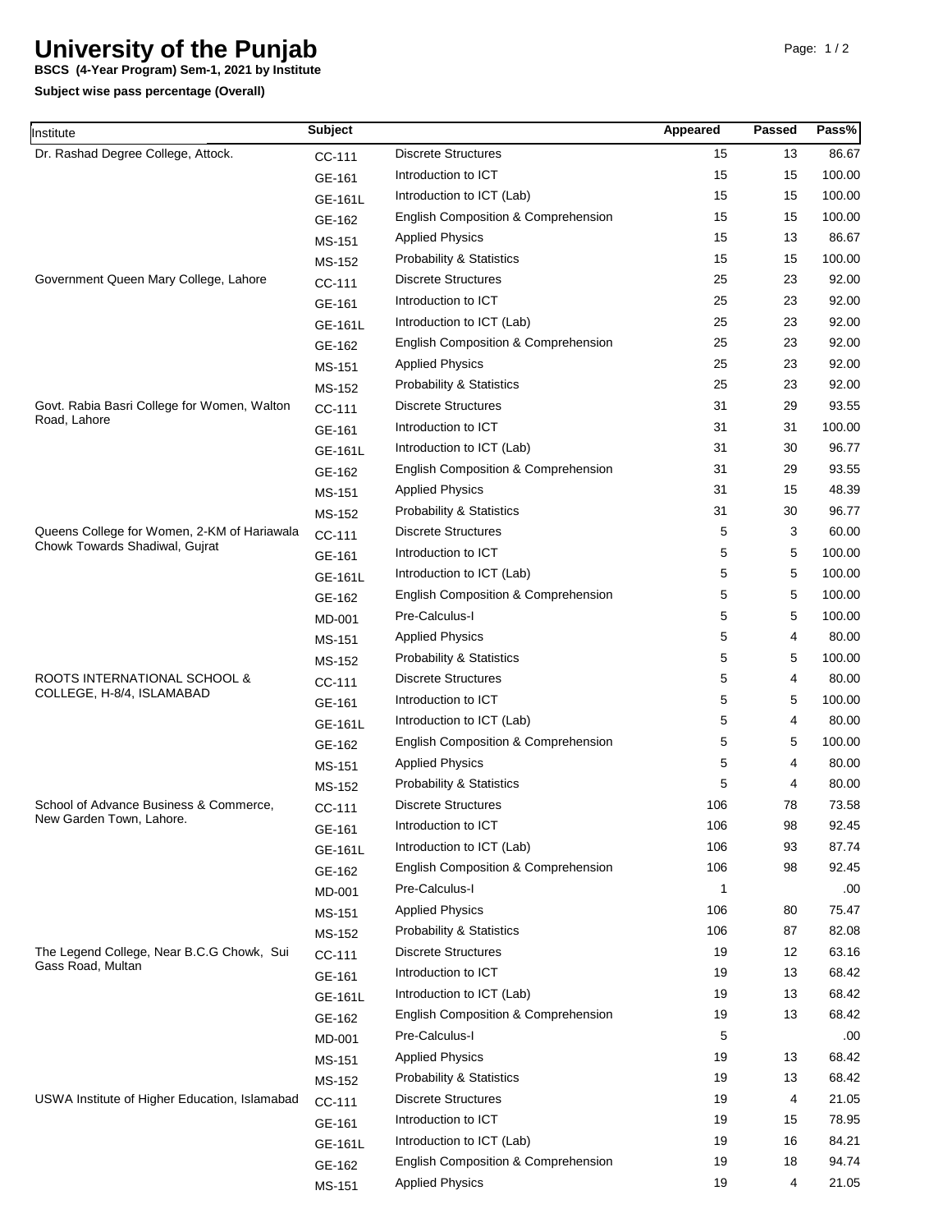# University of the Punjab

**BSCS (4-Year Program) Sem-1, 2021 by Institute**

**Subject wise pass percentage (Overall)**

| Institute | Subject | | Appeared | Passed | Pass% |
|---|---|---|---|---|---|
| Dr. Rashad Degree College, Attock. | CC-111 | Discrete Structures | 15 | 13 | 86.67 |
| | GE-161 | Introduction to ICT | 15 | 15 | 100.00 |
| | GE-161L | Introduction to ICT (Lab) | 15 | 15 | 100.00 |
| | GE-162 | English Composition & Comprehension | 15 | 15 | 100.00 |
| | MS-151 | Applied Physics | 15 | 13 | 86.67 |
| | MS-152 | Probability & Statistics | 15 | 15 | 100.00 |
| Government Queen Mary College, Lahore | CC-111 | Discrete Structures | 25 | 23 | 92.00 |
| | GE-161 | Introduction to ICT | 25 | 23 | 92.00 |
| | GE-161L | Introduction to ICT (Lab) | 25 | 23 | 92.00 |
| | GE-162 | English Composition & Comprehension | 25 | 23 | 92.00 |
| | MS-151 | Applied Physics | 25 | 23 | 92.00 |
| | MS-152 | Probability & Statistics | 25 | 23 | 92.00 |
| Govt. Rabia Basri College for Women, Walton Road, Lahore | CC-111 | Discrete Structures | 31 | 29 | 93.55 |
| | GE-161 | Introduction to ICT | 31 | 31 | 100.00 |
| | GE-161L | Introduction to ICT (Lab) | 31 | 30 | 96.77 |
| | GE-162 | English Composition & Comprehension | 31 | 29 | 93.55 |
| | MS-151 | Applied Physics | 31 | 15 | 48.39 |
| | MS-152 | Probability & Statistics | 31 | 30 | 96.77 |
| Queens College for Women, 2-KM of Hariawala Chowk Towards Shadiwal, Gujrat | CC-111 | Discrete Structures | 5 | 3 | 60.00 |
| | GE-161 | Introduction to ICT | 5 | 5 | 100.00 |
| | GE-161L | Introduction to ICT (Lab) | 5 | 5 | 100.00 |
| | GE-162 | English Composition & Comprehension | 5 | 5 | 100.00 |
| | MD-001 | Pre-Calculus-I | 5 | 5 | 100.00 |
| | MS-151 | Applied Physics | 5 | 4 | 80.00 |
| | MS-152 | Probability & Statistics | 5 | 5 | 100.00 |
| ROOTS INTERNATIONAL SCHOOL & COLLEGE, H-8/4, ISLAMABAD | CC-111 | Discrete Structures | 5 | 4 | 80.00 |
| | GE-161 | Introduction to ICT | 5 | 5 | 100.00 |
| | GE-161L | Introduction to ICT (Lab) | 5 | 4 | 80.00 |
| | GE-162 | English Composition & Comprehension | 5 | 5 | 100.00 |
| | MS-151 | Applied Physics | 5 | 4 | 80.00 |
| | MS-152 | Probability & Statistics | 5 | 4 | 80.00 |
| School of Advance Business & Commerce, New Garden Town, Lahore. | CC-111 | Discrete Structures | 106 | 78 | 73.58 |
| | GE-161 | Introduction to ICT | 106 | 98 | 92.45 |
| | GE-161L | Introduction to ICT (Lab) | 106 | 93 | 87.74 |
| | GE-162 | English Composition & Comprehension | 106 | 98 | 92.45 |
| | MD-001 | Pre-Calculus-I | 1 | | .00 |
| | MS-151 | Applied Physics | 106 | 80 | 75.47 |
| | MS-152 | Probability & Statistics | 106 | 87 | 82.08 |
| The Legend College, Near B.C.G Chowk, Sui Gass Road, Multan | CC-111 | Discrete Structures | 19 | 12 | 63.16 |
| | GE-161 | Introduction to ICT | 19 | 13 | 68.42 |
| | GE-161L | Introduction to ICT (Lab) | 19 | 13 | 68.42 |
| | GE-162 | English Composition & Comprehension | 19 | 13 | 68.42 |
| | MD-001 | Pre-Calculus-I | 5 | | .00 |
| | MS-151 | Applied Physics | 19 | 13 | 68.42 |
| | MS-152 | Probability & Statistics | 19 | 13 | 68.42 |
| USWA Institute of Higher Education, Islamabad | CC-111 | Discrete Structures | 19 | 4 | 21.05 |
| | GE-161 | Introduction to ICT | 19 | 15 | 78.95 |
| | GE-161L | Introduction to ICT (Lab) | 19 | 16 | 84.21 |
| | GE-162 | English Composition & Comprehension | 19 | 18 | 94.74 |
| | MS-151 | Applied Physics | 19 | 4 | 21.05 |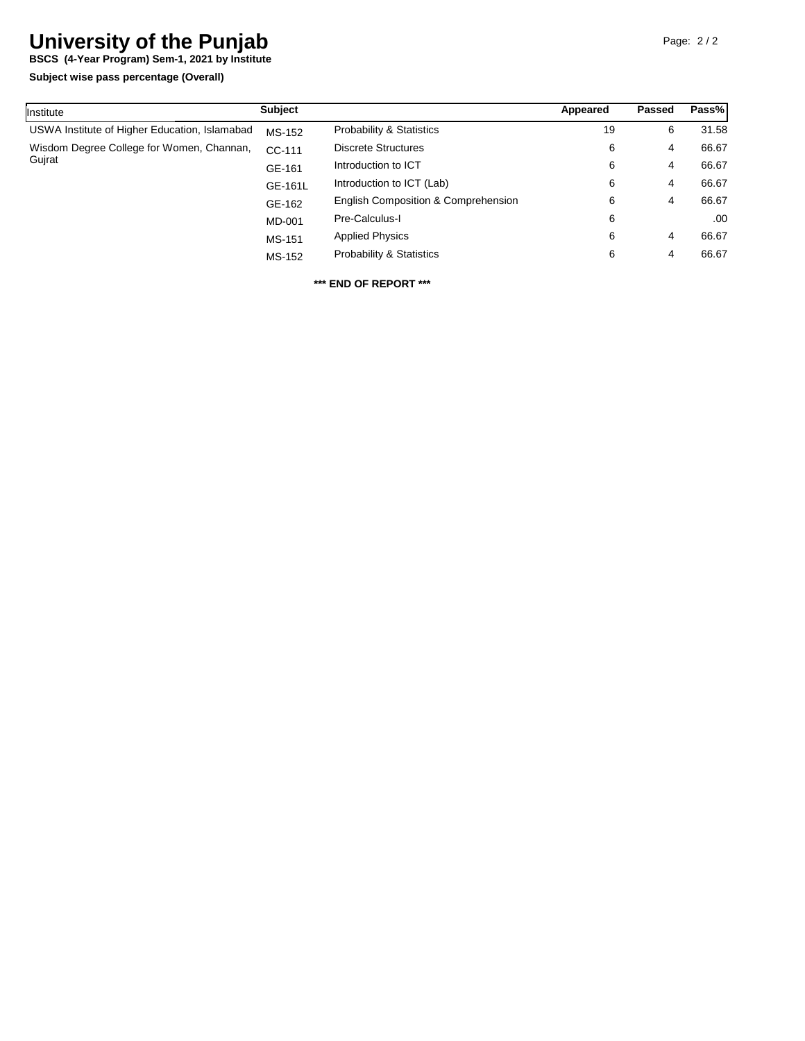# University of the Punjab

**BSCS (4-Year Program) Sem-1, 2021 by Institute**

**Subject wise pass percentage (Overall)**

| Institute | Subject | | Appeared | Passed | Pass% |
|---|---|---|---|---|---|
| USWA Institute of Higher Education, Islamabad | MS-152 | Probability & Statistics | 19 | 6 | 31.58 |
| Wisdom Degree College for Women, Channan, Gujrat | CC-111 | Discrete Structures | 6 | 4 | 66.67 |
| | GE-161 | Introduction to ICT | 6 | 4 | 66.67 |
| | GE-161L | Introduction to ICT (Lab) | 6 | 4 | 66.67 |
| | GE-162 | English Composition & Comprehension | 6 | 4 | 66.67 |
| | MD-001 | Pre-Calculus-I | 6 | | .00 |
| | MS-151 | Applied Physics | 6 | 4 | 66.67 |
| | MS-152 | Probability & Statistics | 6 | 4 | 66.67 |

**\*\*\* END OF REPORT \*\*\***